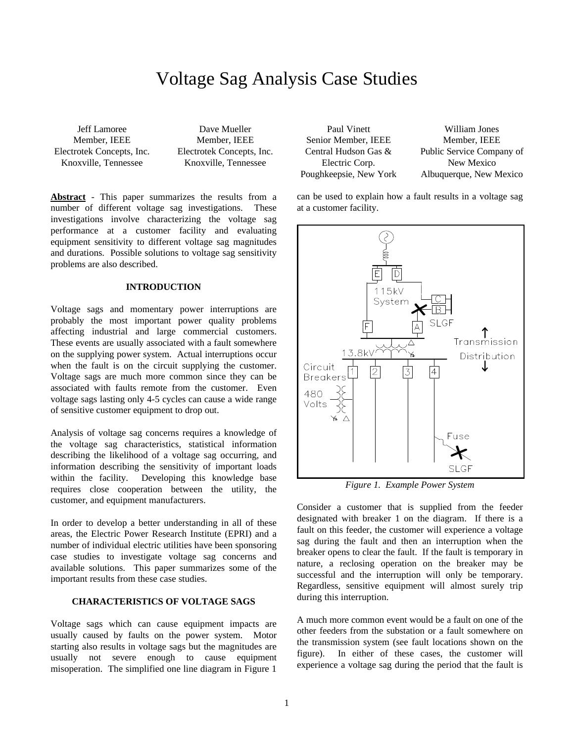# Voltage Sag Analysis Case Studies

Jeff Lamoree
Member, IEEE
Electrotek Concepts, Inc.
Knoxville, Tennessee

Dave Mueller
Member, IEEE
Electrotek Concepts, Inc.
Knoxville, Tennessee

Paul Vinett
Senior Member, IEEE
Central Hudson Gas & Electric Corp.
Poughkeepsie, New York

William Jones
Member, IEEE
Public Service Company of New Mexico
Albuquerque, New Mexico

**Abstract** - This paper summarizes the results from a number of different voltage sag investigations. These investigations involve characterizing the voltage sag performance at a customer facility and evaluating equipment sensitivity to different voltage sag magnitudes and durations. Possible solutions to voltage sag sensitivity problems are also described.

## INTRODUCTION

Voltage sags and momentary power interruptions are probably the most important power quality problems affecting industrial and large commercial customers. These events are usually associated with a fault somewhere on the supplying power system. Actual interruptions occur when the fault is on the circuit supplying the customer. Voltage sags are much more common since they can be associated with faults remote from the customer. Even voltage sags lasting only 4-5 cycles can cause a wide range of sensitive customer equipment to drop out.

Analysis of voltage sag concerns requires a knowledge of the voltage sag characteristics, statistical information describing the likelihood of a voltage sag occurring, and information describing the sensitivity of important loads within the facility. Developing this knowledge base requires close cooperation between the utility, the customer, and equipment manufacturers.

In order to develop a better understanding in all of these areas, the Electric Power Research Institute (EPRI) and a number of individual electric utilities have been sponsoring case studies to investigate voltage sag concerns and available solutions. This paper summarizes some of the important results from these case studies.

## CHARACTERISTICS OF VOLTAGE SAGS

Voltage sags which can cause equipment impacts are usually caused by faults on the power system. Motor starting also results in voltage sags but the magnitudes are usually not severe enough to cause equipment misoperation. The simplified one line diagram in Figure 1 can be used to explain how a fault results in a voltage sag at a customer facility.

*Figure 1. Example Power System*

Consider a customer that is supplied from the feeder designated with breaker 1 on the diagram. If there is a fault on this feeder, the customer will experience a voltage sag during the fault and then an interruption when the breaker opens to clear the fault. If the fault is temporary in nature, a reclosing operation on the breaker may be successful and the interruption will only be temporary. Regardless, sensitive equipment will almost surely trip during this interruption.

A much more common event would be a fault on one of the other feeders from the substation or a fault somewhere on the transmission system (see fault locations shown on the figure). In either of these cases, the customer will experience a voltage sag during the period that the fault is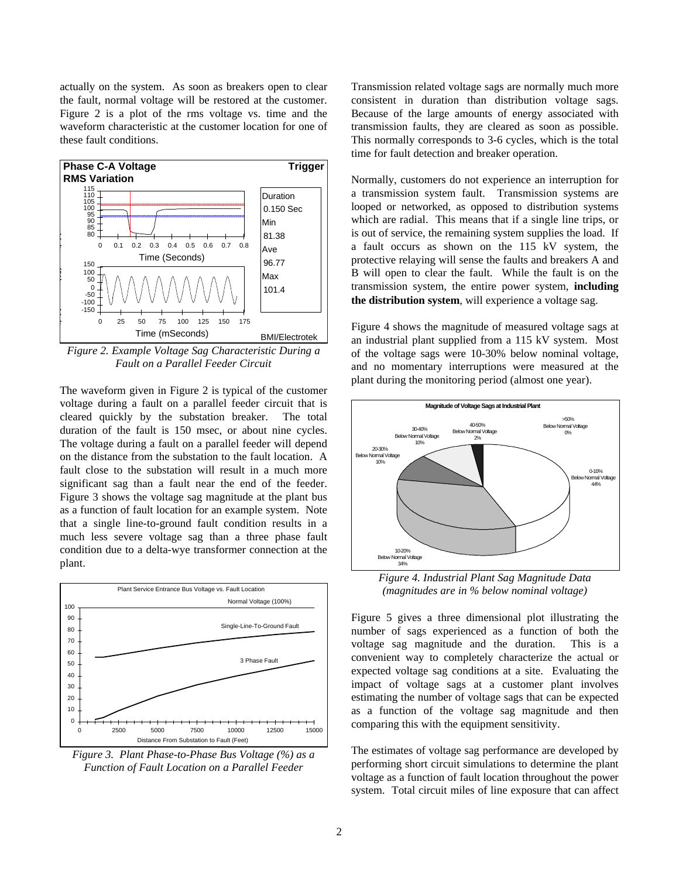actually on the system. As soon as breakers open to clear the fault, normal voltage will be restored at the customer. Figure 2 is a plot of the rms voltage vs. time and the waveform characteristic at the customer location for one of these fault conditions.

*Figure 2. Example Voltage Sag Characteristic During a Fault on a Parallel Feeder Circuit*

The waveform given in Figure 2 is typical of the customer voltage during a fault on a parallel feeder circuit that is cleared quickly by the substation breaker. The total duration of the fault is 150 msec, or about nine cycles. The voltage during a fault on a parallel feeder will depend on the distance from the substation to the fault location. A fault close to the substation will result in a much more significant sag than a fault near the end of the feeder. Figure 3 shows the voltage sag magnitude at the plant bus as a function of fault location for an example system. Note that a single line-to-ground fault condition results in a much less severe voltage sag than a three phase fault condition due to a delta-wye transformer connection at the plant.

*Figure 3. Plant Phase-to-Phase Bus Voltage (%) as a Function of Fault Location on a Parallel Feeder*

Transmission related voltage sags are normally much more consistent in duration than distribution voltage sags. Because of the large amounts of energy associated with transmission faults, they are cleared as soon as possible. This normally corresponds to 3-6 cycles, which is the total time for fault detection and breaker operation.

Normally, customers do not experience an interruption for a transmission system fault. Transmission systems are looped or networked, as opposed to distribution systems which are radial. This means that if a single line trips, or is out of service, the remaining system supplies the load. If a fault occurs as shown on the 115 kV system, the protective relaying will sense the faults and breakers A and B will open to clear the fault. While the fault is on the transmission system, the entire power system, **including the distribution system**, will experience a voltage sag.

Figure 4 shows the magnitude of measured voltage sags at an industrial plant supplied from a 115 kV system. Most of the voltage sags were 10-30% below nominal voltage, and no momentary interruptions were measured at the plant during the monitoring period (almost one year).

*Figure 4. Industrial Plant Sag Magnitude Data (magnitudes are in % below nominal voltage)*

Figure 5 gives a three dimensional plot illustrating the number of sags experienced as a function of both the voltage sag magnitude and the duration. This is a convenient way to completely characterize the actual or expected voltage sag conditions at a site. Evaluating the impact of voltage sags at a customer plant involves estimating the number of voltage sags that can be expected as a function of the voltage sag magnitude and then comparing this with the equipment sensitivity.

The estimates of voltage sag performance are developed by performing short circuit simulations to determine the plant voltage as a function of fault location throughout the power system. Total circuit miles of line exposure that can affect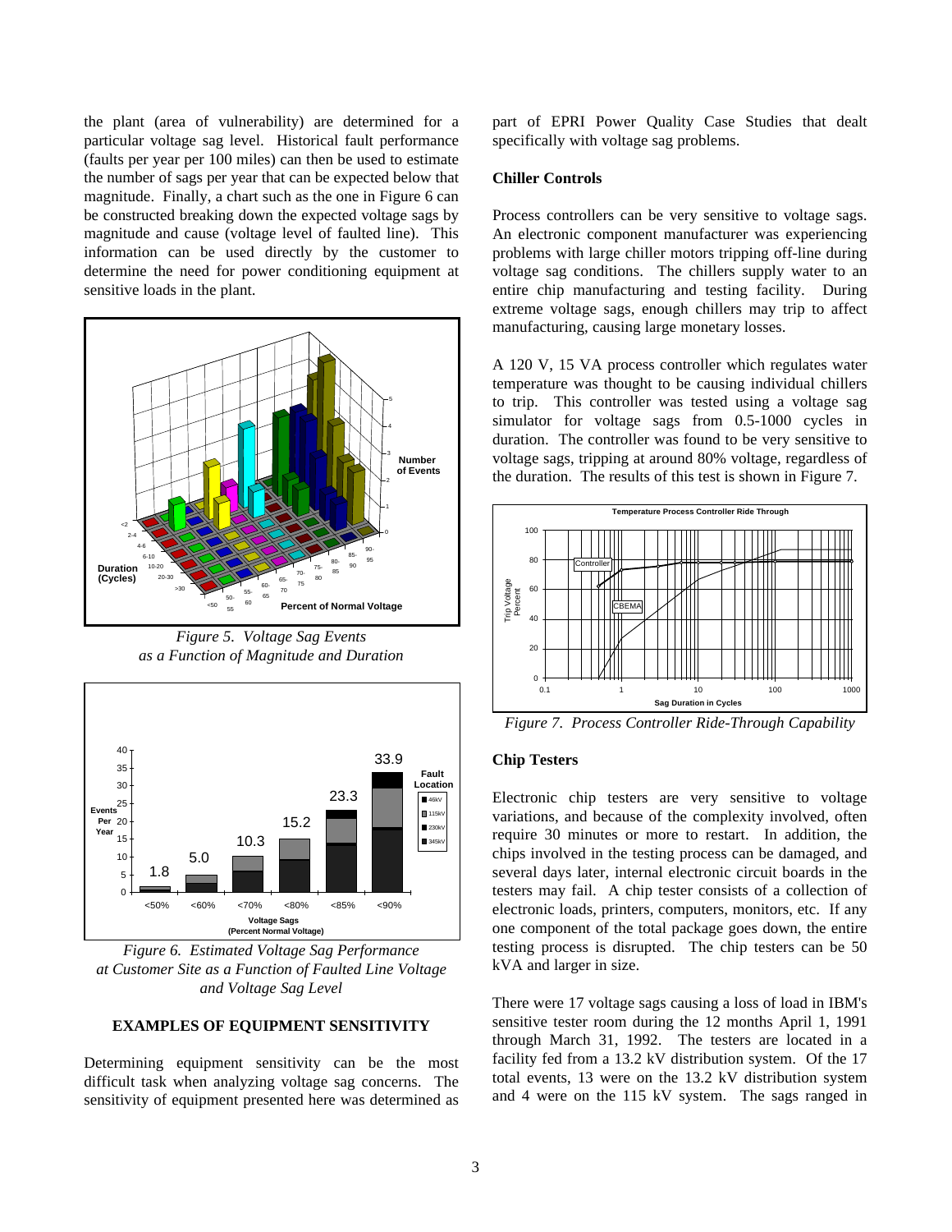the plant (area of vulnerability) are determined for a particular voltage sag level. Historical fault performance (faults per year per 100 miles) can then be used to estimate the number of sags per year that can be expected below that magnitude. Finally, a chart such as the one in Figure 6 can be constructed breaking down the expected voltage sags by magnitude and cause (voltage level of faulted line). This information can be used directly by the customer to determine the need for power conditioning equipment at sensitive loads in the plant.

*Figure 5. Voltage Sag Events as a Function of Magnitude and Duration*

*Figure 6. Estimated Voltage Sag Performance at Customer Site as a Function of Faulted Line Voltage and Voltage Sag Level*

## EXAMPLES OF EQUIPMENT SENSITIVITY

Determining equipment sensitivity can be the most difficult task when analyzing voltage sag concerns. The sensitivity of equipment presented here was determined as part of EPRI Power Quality Case Studies that dealt specifically with voltage sag problems.

### Chiller Controls

Process controllers can be very sensitive to voltage sags. An electronic component manufacturer was experiencing problems with large chiller motors tripping off-line during voltage sag conditions. The chillers supply water to an entire chip manufacturing and testing facility. During extreme voltage sags, enough chillers may trip to affect manufacturing, causing large monetary losses.

A 120 V, 15 VA process controller which regulates water temperature was thought to be causing individual chillers to trip. This controller was tested using a voltage sag simulator for voltage sags from 0.5-1000 cycles in duration. The controller was found to be very sensitive to voltage sags, tripping at around 80% voltage, regardless of the duration. The results of this test is shown in Figure 7.

*Figure 7. Process Controller Ride-Through Capability*

### Chip Testers

Electronic chip testers are very sensitive to voltage variations, and because of the complexity involved, often require 30 minutes or more to restart. In addition, the chips involved in the testing process can be damaged, and several days later, internal electronic circuit boards in the testers may fail. A chip tester consists of a collection of electronic loads, printers, computers, monitors, etc. If any one component of the total package goes down, the entire testing process is disrupted. The chip testers can be 50 kVA and larger in size.

There were 17 voltage sags causing a loss of load in IBM's sensitive tester room during the 12 months April 1, 1991 through March 31, 1992. The testers are located in a facility fed from a 13.2 kV distribution system. Of the 17 total events, 13 were on the 13.2 kV distribution system and 4 were on the 115 kV system. The sags ranged in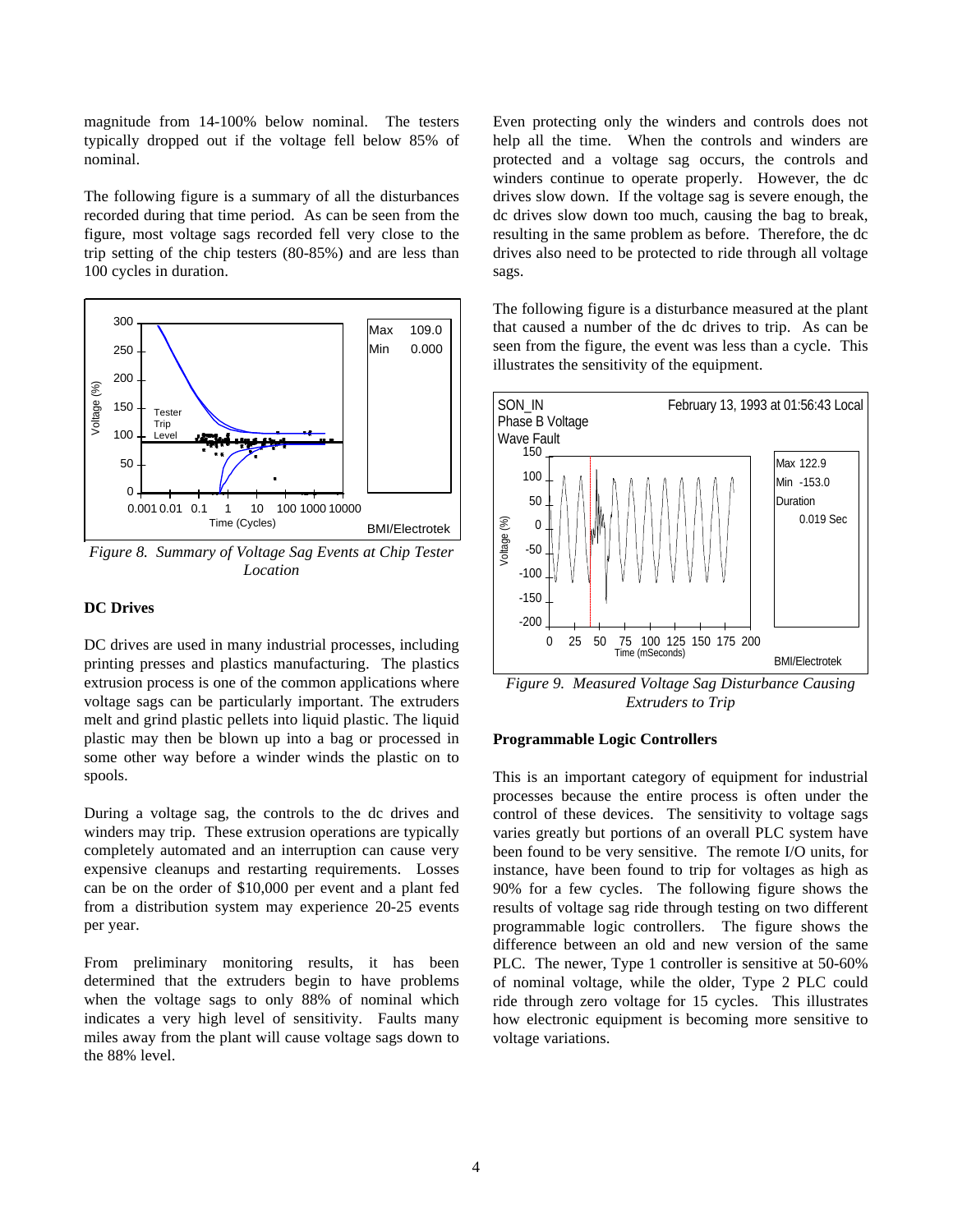magnitude from 14-100% below nominal. The testers typically dropped out if the voltage fell below 85% of nominal.

The following figure is a summary of all the disturbances recorded during that time period. As can be seen from the figure, most voltage sags recorded fell very close to the trip setting of the chip testers (80-85%) and are less than 100 cycles in duration.

*Figure 8. Summary of Voltage Sag Events at Chip Tester Location*

### DC Drives

DC drives are used in many industrial processes, including printing presses and plastics manufacturing. The plastics extrusion process is one of the common applications where voltage sags can be particularly important. The extruders melt and grind plastic pellets into liquid plastic. The liquid plastic may then be blown up into a bag or processed in some other way before a winder winds the plastic on to spools.

During a voltage sag, the controls to the dc drives and winders may trip. These extrusion operations are typically completely automated and an interruption can cause very expensive cleanups and restarting requirements. Losses can be on the order of $10,000 per event and a plant fed from a distribution system may experience 20-25 events per year.

From preliminary monitoring results, it has been determined that the extruders begin to have problems when the voltage sags to only 88% of nominal which indicates a very high level of sensitivity. Faults many miles away from the plant will cause voltage sags down to the 88% level.

Even protecting only the winders and controls does not help all the time. When the controls and winders are protected and a voltage sag occurs, the controls and winders continue to operate properly. However, the dc drives slow down. If the voltage sag is severe enough, the dc drives slow down too much, causing the bag to break, resulting in the same problem as before. Therefore, the dc drives also need to be protected to ride through all voltage sags.

The following figure is a disturbance measured at the plant that caused a number of the dc drives to trip. As can be seen from the figure, the event was less than a cycle. This illustrates the sensitivity of the equipment.

*Figure 9. Measured Voltage Sag Disturbance Causing Extruders to Trip*

### Programmable Logic Controllers

This is an important category of equipment for industrial processes because the entire process is often under the control of these devices. The sensitivity to voltage sags varies greatly but portions of an overall PLC system have been found to be very sensitive. The remote I/O units, for instance, have been found to trip for voltages as high as 90% for a few cycles. The following figure shows the results of voltage sag ride through testing on two different programmable logic controllers. The figure shows the difference between an old and new version of the same PLC. The newer, Type 1 controller is sensitive at 50-60% of nominal voltage, while the older, Type 2 PLC could ride through zero voltage for 15 cycles. This illustrates how electronic equipment is becoming more sensitive to voltage variations.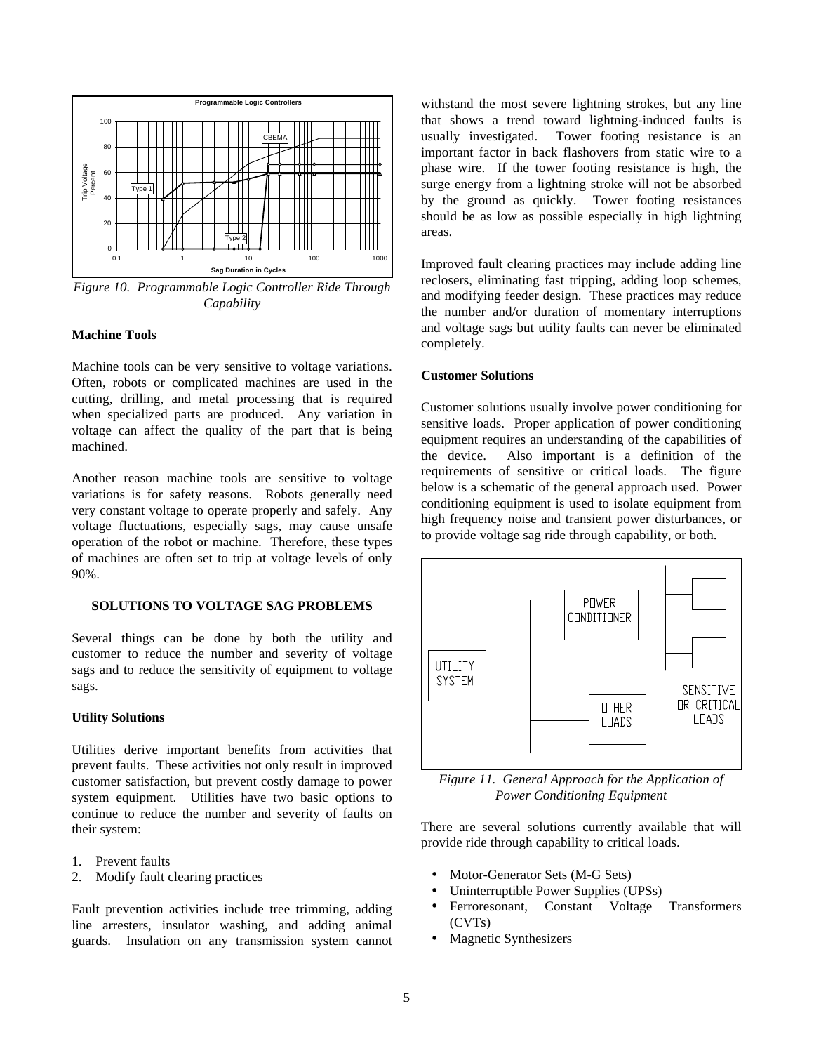Figure 10.  Programmable Logic Controller Ride Through Capability

### Machine Tools

Machine tools can be very sensitive to voltage variations. Often, robots or complicated machines are used in the cutting, drilling, and metal processing that is required when specialized parts are produced. Any variation in voltage can affect the quality of the part that is being machined.

Another reason machine tools are sensitive to voltage variations is for safety reasons. Robots generally need very constant voltage to operate properly and safely. Any voltage fluctuations, especially sags, may cause unsafe operation of the robot or machine. Therefore, these types of machines are often set to trip at voltage levels of only 90%.

## SOLUTIONS TO VOLTAGE SAG PROBLEMS

Several things can be done by both the utility and customer to reduce the number and severity of voltage sags and to reduce the sensitivity of equipment to voltage sags.

### Utility Solutions

Utilities derive important benefits from activities that prevent faults. These activities not only result in improved customer satisfaction, but prevent costly damage to power system equipment. Utilities have two basic options to continue to reduce the number and severity of faults on their system:

1. Prevent faults
2. Modify fault clearing practices

Fault prevention activities include tree trimming, adding line arresters, insulator washing, and adding animal guards. Insulation on any transmission system cannot withstand the most severe lightning strokes, but any line that shows a trend toward lightning-induced faults is usually investigated. Tower footing resistance is an important factor in back flashovers from static wire to a phase wire. If the tower footing resistance is high, the surge energy from a lightning stroke will not be absorbed by the ground as quickly. Tower footing resistances should be as low as possible especially in high lightning areas.

Improved fault clearing practices may include adding line reclosers, eliminating fast tripping, adding loop schemes, and modifying feeder design. These practices may reduce the number and/or duration of momentary interruptions and voltage sags but utility faults can never be eliminated completely.

### Customer Solutions

Customer solutions usually involve power conditioning for sensitive loads. Proper application of power conditioning equipment requires an understanding of the capabilities of the device. Also important is a definition of the requirements of sensitive or critical loads. The figure below is a schematic of the general approach used. Power conditioning equipment is used to isolate equipment from high frequency noise and transient power disturbances, or to provide voltage sag ride through capability, or both.

Figure 11.  General Approach for the Application of Power Conditioning Equipment

There are several solutions currently available that will provide ride through capability to critical loads.

- Motor-Generator Sets (M-G Sets)
- Uninterruptible Power Supplies (UPSs)
- Ferroresonant, Constant Voltage Transformers (CVTs)
- Magnetic Synthesizers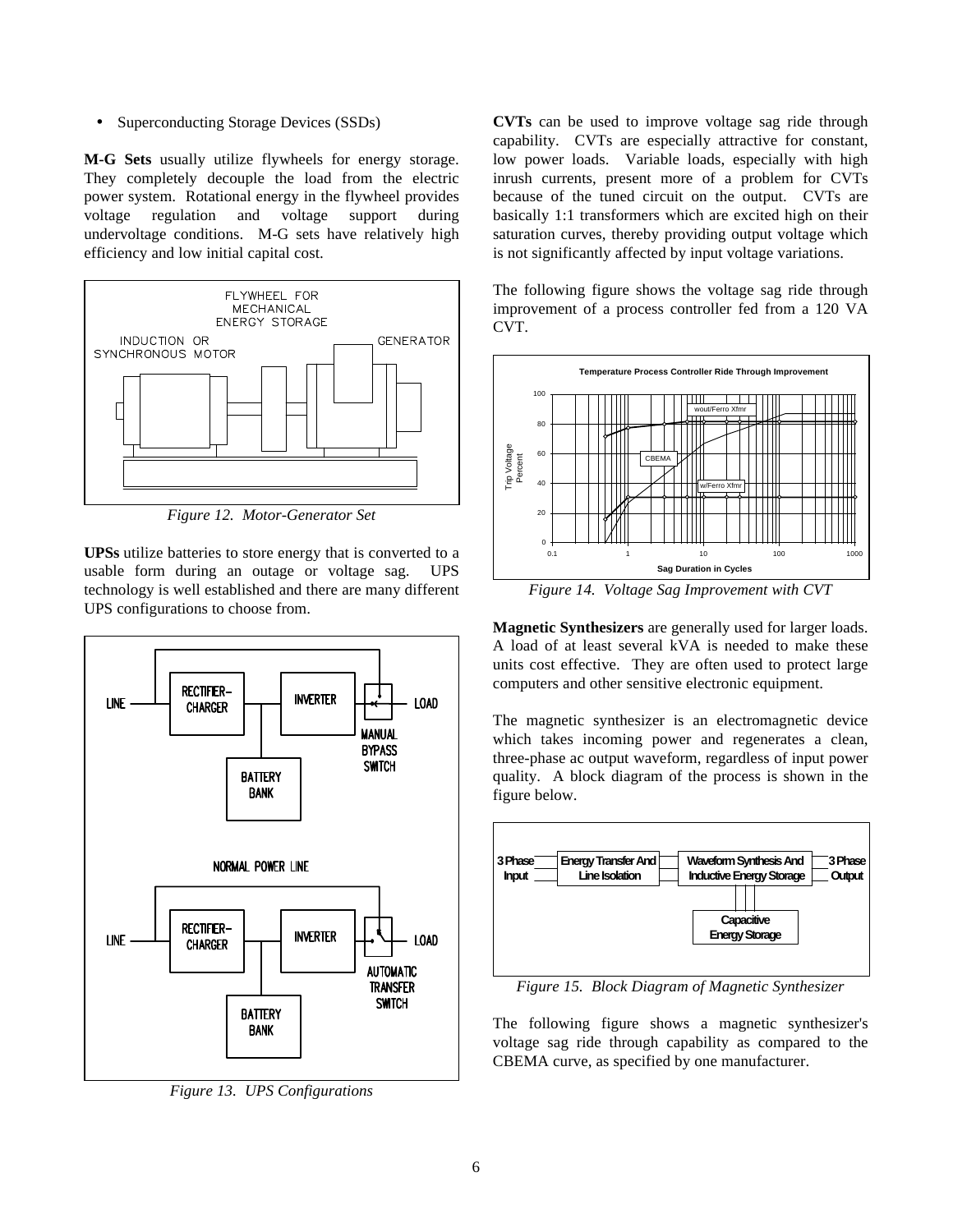- Superconducting Storage Devices (SSDs)

**M-G Sets** usually utilize flywheels for energy storage. They completely decouple the load from the electric power system. Rotational energy in the flywheel provides voltage regulation and voltage support during undervoltage conditions. M-G sets have relatively high efficiency and low initial capital cost.

*Figure 12. Motor-Generator Set*

**UPSs** utilize batteries to store energy that is converted to a usable form during an outage or voltage sag. UPS technology is well established and there are many different UPS configurations to choose from.

*Figure 13. UPS Configurations*

**CVTs** can be used to improve voltage sag ride through capability. CVTs are especially attractive for constant, low power loads. Variable loads, especially with high inrush currents, present more of a problem for CVTs because of the tuned circuit on the output. CVTs are basically 1:1 transformers which are excited high on their saturation curves, thereby providing output voltage which is not significantly affected by input voltage variations.

The following figure shows the voltage sag ride through improvement of a process controller fed from a 120 VA CVT.

*Figure 14. Voltage Sag Improvement with CVT*

**Magnetic Synthesizers** are generally used for larger loads. A load of at least several kVA is needed to make these units cost effective. They are often used to protect large computers and other sensitive electronic equipment.

The magnetic synthesizer is an electromagnetic device which takes incoming power and regenerates a clean, three-phase ac output waveform, regardless of input power quality. A block diagram of the process is shown in the figure below.

*Figure 15. Block Diagram of Magnetic Synthesizer*

The following figure shows a magnetic synthesizer's voltage sag ride through capability as compared to the CBEMA curve, as specified by one manufacturer.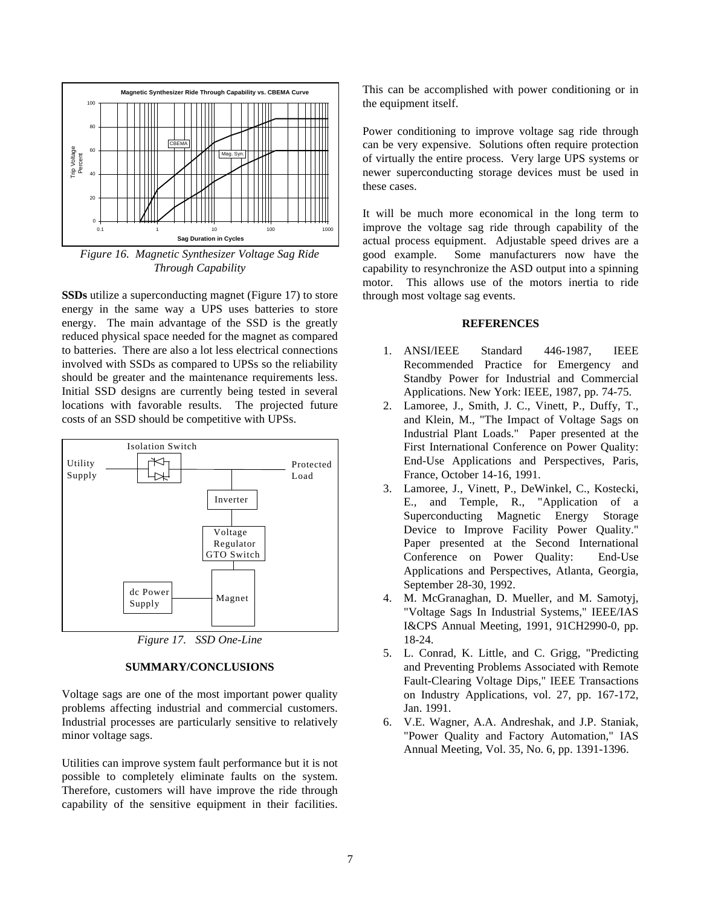Magnetic Synthesizer Ride Through Capability vs. CBEMA Curve

Trip Voltage Percent

100
80
60
40
20
0

0.1
1
10
100
1000

Sag Duration in Cycles

CBEMA

Mag. Syn.

*Figure 16. Magnetic Synthesizer Voltage Sag Ride Through Capability*

**SSDs** utilize a superconducting magnet (Figure 17) to store energy in the same way a UPS uses batteries to store energy. The main advantage of the SSD is the greatly reduced physical space needed for the magnet as compared to batteries. There are also a lot less electrical connections involved with SSDs as compared to UPSs so the reliability should be greater and the maintenance requirements less. Initial SSD designs are currently being tested in several locations with favorable results. The projected future costs of an SSD should be competitive with UPSs.

Isolation Switch

Utility Supply

Protected Load

Inverter

Voltage Regulator GTO Switch

dc Power Supply

Magnet

*Figure 17. SSD One-Line*

## SUMMARY/CONCLUSIONS

Voltage sags are one of the most important power quality problems affecting industrial and commercial customers. Industrial processes are particularly sensitive to relatively minor voltage sags.

Utilities can improve system fault performance but it is not possible to completely eliminate faults on the system. Therefore, customers will have improve the ride through capability of the sensitive equipment in their facilities. This can be accomplished with power conditioning or in the equipment itself.

Power conditioning to improve voltage sag ride through can be very expensive. Solutions often require protection of virtually the entire process. Very large UPS systems or newer superconducting storage devices must be used in these cases.

It will be much more economical in the long term to improve the voltage sag ride through capability of the actual process equipment. Adjustable speed drives are a good example. Some manufacturers now have the capability to resynchronize the ASD output into a spinning motor. This allows use of the motors inertia to ride through most voltage sag events.

## REFERENCES

1. ANSI/IEEE Standard 446-1987, IEEE Recommended Practice for Emergency and Standby Power for Industrial and Commercial Applications. New York: IEEE, 1987, pp. 74-75.
2. Lamoree, J., Smith, J. C., Vinett, P., Duffy, T., and Klein, M., "The Impact of Voltage Sags on Industrial Plant Loads." Paper presented at the First International Conference on Power Quality: End-Use Applications and Perspectives, Paris, France, October 14-16, 1991.
3. Lamoree, J., Vinett, P., DeWinkel, C., Kostecki, E., and Temple, R., "Application of a Superconducting Magnetic Energy Storage Device to Improve Facility Power Quality." Paper presented at the Second International Conference on Power Quality: End-Use Applications and Perspectives, Atlanta, Georgia, September 28-30, 1992.
4. M. McGranaghan, D. Mueller, and M. Samotyj, "Voltage Sags In Industrial Systems," IEEE/IAS I&CPS Annual Meeting, 1991, 91CH2990-0, pp. 18-24.
5. L. Conrad, K. Little, and C. Grigg, "Predicting and Preventing Problems Associated with Remote Fault-Clearing Voltage Dips," IEEE Transactions on Industry Applications, vol. 27, pp. 167-172, Jan. 1991.
6. V.E. Wagner, A.A. Andreshak, and J.P. Staniak, "Power Quality and Factory Automation," IAS Annual Meeting, Vol. 35, No. 6, pp. 1391-1396.